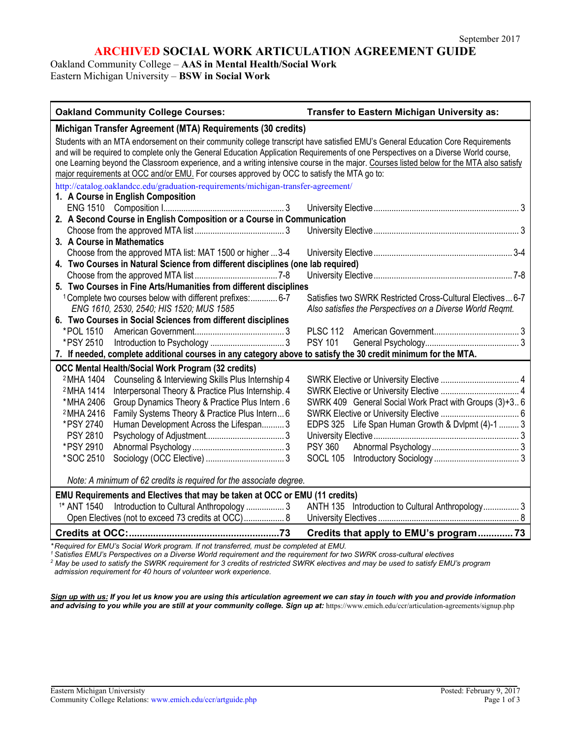September 2017

# ARCHIVED SOCIAL WORK ARTICULATION AGREEMENT GUIDE

Oakland Community College – **AAS in Mental Health/Social Work**
Eastern Michigan University – **BSW in Social Work**

| Oakland Community College Courses: | Transfer to Eastern Michigan University as: |
|---|---|
| **Michigan Transfer Agreement (MTA) Requirements (30 credits)** | |
| Students with an MTA endorsement on their community college transcript have satisfied EMU's General Education Core Requirements and will be required to complete only the General Education Application Requirements of one Perspectives on a Diverse World course, one Learning beyond the Classroom experience, and a writing intensive course in the major. Courses listed below for the MTA also satisfy major requirements at OCC and/or EMU. For courses approved by OCC to satisfy the MTA go to: http://catalog.oaklandcc.edu/graduation-requirements/michigan-transfer-agreement/ | |
| **1. A Course in English Composition** | |
| ENG 1510 Composition I ........ 3 | University Elective ........ 3 |
| **2. A Second Course in English Composition or a Course in Communication** | |
| Choose from the approved MTA list ........ 3 | University Elective ........ 3 |
| **3. A Course in Mathematics** | |
| Choose from the approved MTA list: MAT 1500 or higher ... 3-4 | University Elective ........ 3-4 |
| **4. Two Courses in Natural Science from different disciplines (one lab required)** | |
| Choose from the approved MTA list ........ 7-8 | University Elective ........ 7-8 |
| **5. Two Courses in Fine Arts/Humanities from different disciplines** | |
| [1] Complete two courses below with different prefixes: ........ 6-7 *ENG 1610, 2530, 2540; HIS 1520; MUS 1585* | Satisfies two SWRK Restricted Cross-Cultural Electives ... 6-7 *Also satisfies the Perspectives on a Diverse World Reqmt.* |
| **6. Two Courses in Social Sciences from different disciplines** | |
| *POL 1510 American Government ........ 3 | PLSC 112 American Government ........ 3 |
| *PSY 2510 Introduction to Psychology ........ 3 | PSY 101 General Psychology ........ 3 |
| **7. If needed, complete additional courses in any category above to satisfy the 30 credit minimum for the MTA.** | |
| **OCC Mental Health/Social Work Program (32 credits)** | |
| [2] MHA 1404 Counseling & Interviewing Skills Plus Internship 4 | SWRK Elective or University Elective ........ 4 |
| [2] MHA 1414 Interpersonal Theory & Practice Plus Internship. 4 | SWRK Elective or University Elective ........ 4 |
| *MHA 2406 Group Dynamics Theory & Practice Plus Intern . 6 | SWRK 409 General Social Work Pract with Groups (3)+3.. 6 |
| [2] MHA 2416 Family Systems Theory & Practice Plus Intern ... 6 | SWRK Elective or University Elective ........ 6 |
| *PSY 2740 Human Development Across the Lifespan........ 3 | EDPS 325 Life Span Human Growth & Dvlpmt (4)-1 ........ 3 |
| PSY 2810 Psychology of Adjustment........ 3 | University Elective ........ 3 |
| *PSY 2910 Abnormal Psychology ........ 3 | PSY 360 Abnormal Psychology ........ 3 |
| *SOC 2510 Sociology (OCC Elective) ........ 3 | SOCL 105 Introductory Sociology ........ 3 |
| *Note: A minimum of 62 credits is required for the associate degree.* | |
| **EMU Requirements and Electives that may be taken at OCC or EMU (11 credits)** | |
| [1]* ANT 1540 Introduction to Cultural Anthropology ........ 3 | ANTH 135 Introduction to Cultural Anthropology........ 3 |
| Open Electives (not to exceed 73 credits at OCC) ........ 8 | University Electives ........ 8 |
| **Credits at OCC:........73** | **Credits that apply to EMU's program........ 73** |

*\*Required for EMU's Social Work program. If not transferred, must be completed at EMU.*
*[1] Satisfies EMU's Perspectives on a Diverse World requirement and the requirement for two SWRK cross-cultural electives*
*[2] May be used to satisfy the SWRK requirement for 3 credits of restricted SWRK electives and may be used to satisfy EMU's program admission requirement for 40 hours of volunteer work experience.*

***Sign up with us:** If you let us know you are using this articulation agreement we can stay in touch with you and provide information and advising to you while you are still at your community college. Sign up at:* https://www.emich.edu/ccr/articulation-agreements/signup.php

Eastern Michigan University
Community College Relations: www.emich.edu/ccr/artguide.php

Posted: February 9, 2017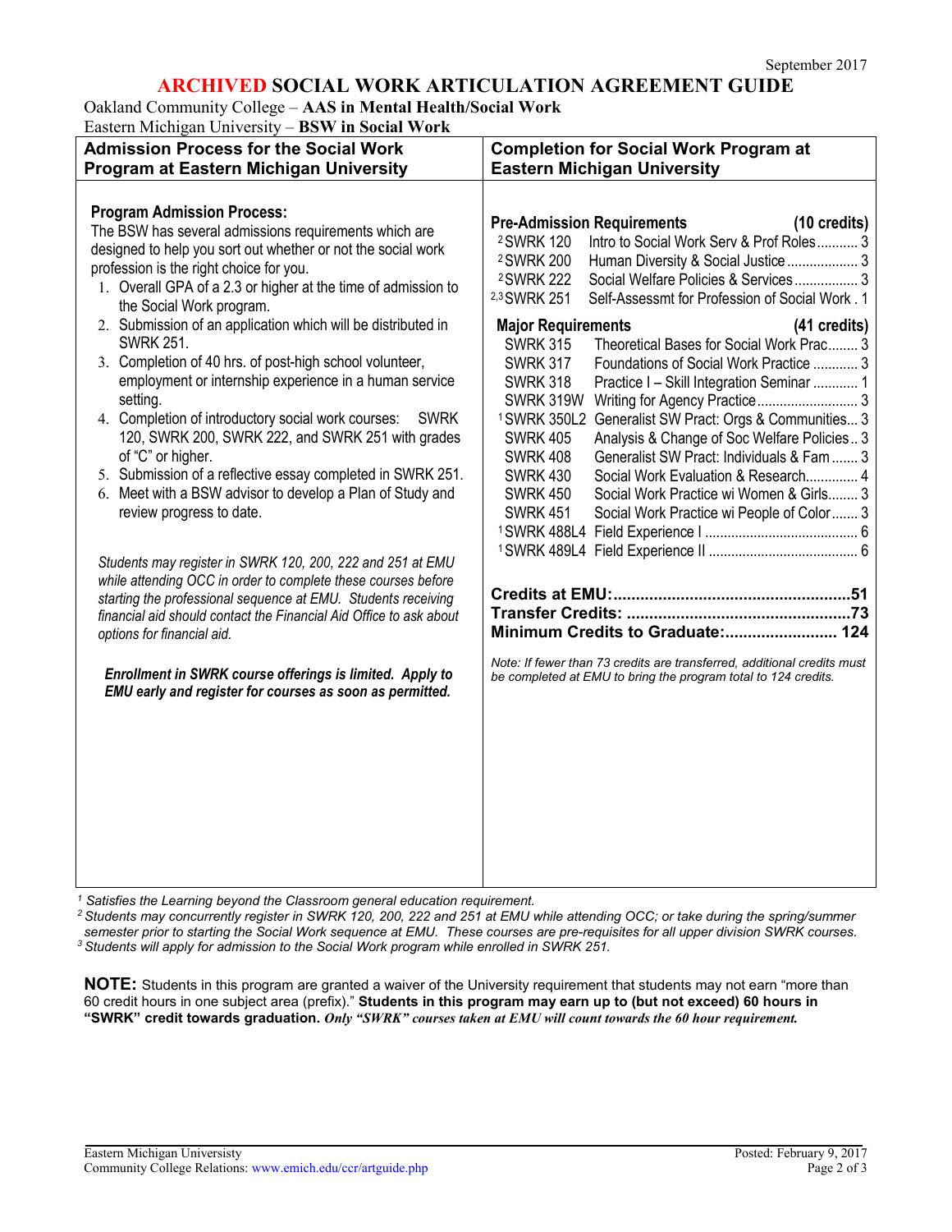September 2017

# ARCHIVED SOCIAL WORK ARTICULATION AGREEMENT GUIDE

Oakland Community College – **AAS in Mental Health/Social Work**
Eastern Michigan University – **BSW in Social Work**

## Admission Process for the Social Work Program at Eastern Michigan University

**Program Admission Process:**
The BSW has several admissions requirements which are designed to help you sort out whether or not the social work profession is the right choice for you.

1. Overall GPA of a 2.3 or higher at the time of admission to the Social Work program.
2. Submission of an application which will be distributed in SWRK 251.
3. Completion of 40 hrs. of post-high school volunteer, employment or internship experience in a human service setting.
4. Completion of introductory social work courses: SWRK 120, SWRK 200, SWRK 222, and SWRK 251 with grades of "C" or higher.
5. Submission of a reflective essay completed in SWRK 251.
6. Meet with a BSW advisor to develop a Plan of Study and review progress to date.

*Students may register in SWRK 120, 200, 222 and 251 at EMU while attending OCC in order to complete these courses before starting the professional sequence at EMU. Students receiving financial aid should contact the Financial Aid Office to ask about options for financial aid.*

***Enrollment in SWRK course offerings is limited. Apply to EMU early and register for courses as soon as permitted.***

## Completion for Social Work Program at Eastern Michigan University

**Pre-Admission Requirements (10 credits)**

| Course | Title | Credits |
|---|---|---|
| [2] SWRK 120 | Intro to Social Work Serv & Prof Roles | 3 |
| [2] SWRK 200 | Human Diversity & Social Justice | 3 |
| [2] SWRK 222 | Social Welfare Policies & Services | 3 |
| [2,3] SWRK 251 | Self-Assessmt for Profession of Social Work | 1 |

**Major Requirements (41 credits)**

| Course | Title | Credits |
|---|---|---|
| SWRK 315 | Theoretical Bases for Social Work Prac | 3 |
| SWRK 317 | Foundations of Social Work Practice | 3 |
| SWRK 318 | Practice I – Skill Integration Seminar | 1 |
| SWRK 319W | Writing for Agency Practice | 3 |
| [1] SWRK 350L2 | Generalist SW Pract: Orgs & Communities | 3 |
| SWRK 405 | Analysis & Change of Soc Welfare Policies | 3 |
| SWRK 408 | Generalist SW Pract: Individuals & Fam | 3 |
| SWRK 430 | Social Work Evaluation & Research | 4 |
| SWRK 450 | Social Work Practice wi Women & Girls | 3 |
| SWRK 451 | Social Work Practice wi People of Color | 3 |
| [1] SWRK 488L4 | Field Experience I | 6 |
| [1] SWRK 489L4 | Field Experience II | 6 |

**Credits at EMU: 51**
**Transfer Credits: 73**
**Minimum Credits to Graduate: 124**

*Note: If fewer than 73 credits are transferred, additional credits must be completed at EMU to bring the program total to 124 credits.*

---

[1] *Satisfies the Learning beyond the Classroom general education requirement.*
[2] *Students may concurrently register in SWRK 120, 200, 222 and 251 at EMU while attending OCC; or take during the spring/summer semester prior to starting the Social Work sequence at EMU. These courses are pre-requisites for all upper division SWRK courses.*
[3] *Students will apply for admission to the Social Work program while enrolled in SWRK 251.*

**NOTE:** Students in this program are granted a waiver of the University requirement that students may not earn "more than 60 credit hours in one subject area (prefix)." **Students in this program may earn up to (but not exceed) 60 hours in "SWRK" credit towards graduation.** ***Only "SWRK" courses taken at EMU will count towards the 60 hour requirement.***

Eastern Michigan University
Community College Relations: www.emich.edu/ccr/artguide.php
Posted: February 9, 2017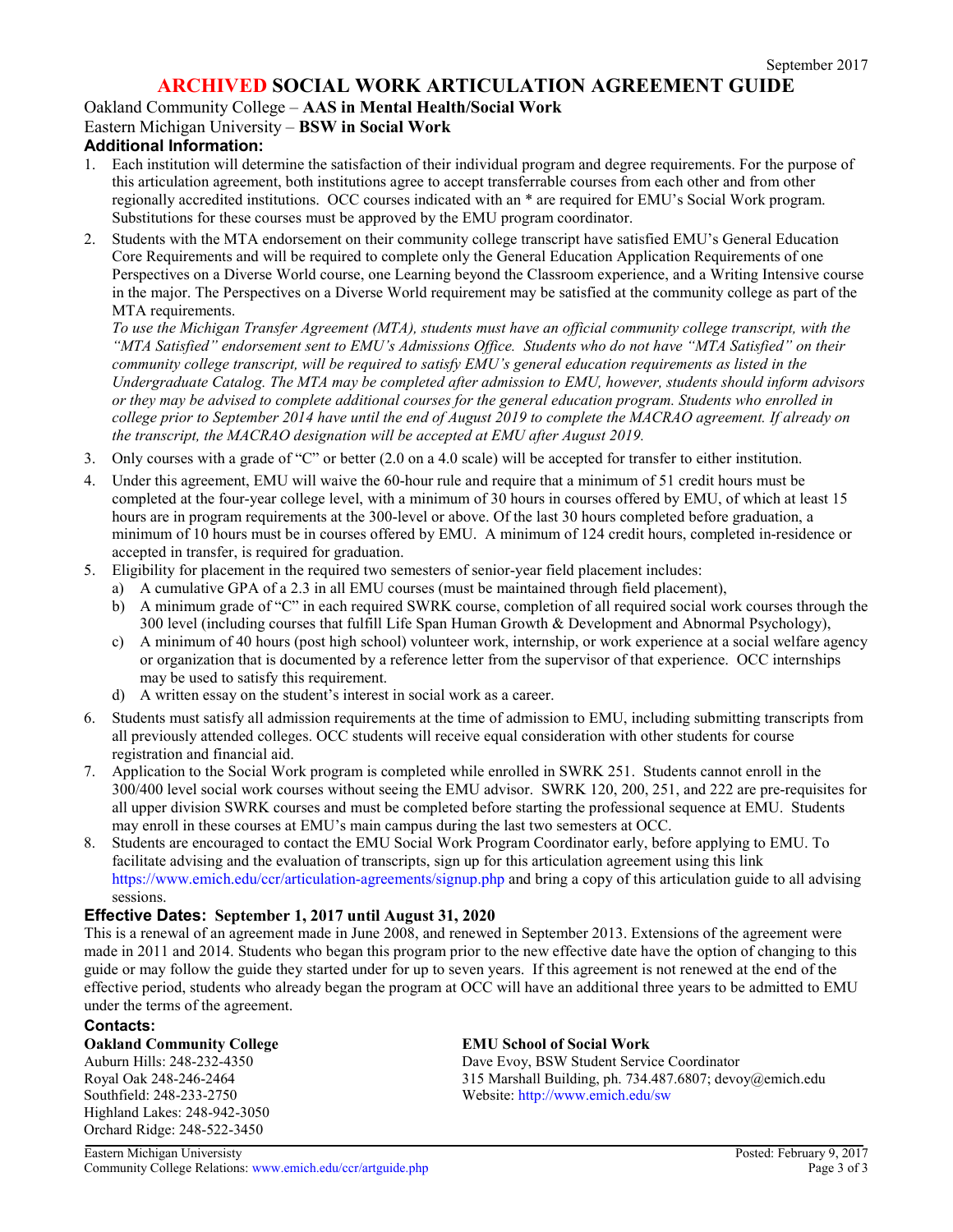September 2017

# ARCHIVED SOCIAL WORK ARTICULATION AGREEMENT GUIDE

Oakland Community College – **AAS in Mental Health/Social Work**
Eastern Michigan University – **BSW in Social Work**

### Additional Information:

1. Each institution will determine the satisfaction of their individual program and degree requirements. For the purpose of this articulation agreement, both institutions agree to accept transferrable courses from each other and from other regionally accredited institutions. OCC courses indicated with an * are required for EMU's Social Work program. Substitutions for these courses must be approved by the EMU program coordinator.
2. Students with the MTA endorsement on their community college transcript have satisfied EMU's General Education Core Requirements and will be required to complete only the General Education Application Requirements of one Perspectives on a Diverse World course, one Learning beyond the Classroom experience, and a Writing Intensive course in the major. The Perspectives on a Diverse World requirement may be satisfied at the community college as part of the MTA requirements.
   *To use the Michigan Transfer Agreement (MTA), students must have an official community college transcript, with the "MTA Satisfied" endorsement sent to EMU's Admissions Office. Students who do not have "MTA Satisfied" on their community college transcript, will be required to satisfy EMU's general education requirements as listed in the Undergraduate Catalog. The MTA may be completed after admission to EMU, however, students should inform advisors or they may be advised to complete additional courses for the general education program. Students who enrolled in college prior to September 2014 have until the end of August 2019 to complete the MACRAO agreement. If already on the transcript, the MACRAO designation will be accepted at EMU after August 2019.*
3. Only courses with a grade of "C" or better (2.0 on a 4.0 scale) will be accepted for transfer to either institution.
4. Under this agreement, EMU will waive the 60-hour rule and require that a minimum of 51 credit hours must be completed at the four-year college level, with a minimum of 30 hours in courses offered by EMU, of which at least 15 hours are in program requirements at the 300-level or above. Of the last 30 hours completed before graduation, a minimum of 10 hours must be in courses offered by EMU. A minimum of 124 credit hours, completed in-residence or accepted in transfer, is required for graduation.
5. Eligibility for placement in the required two semesters of senior-year field placement includes:
   a) A cumulative GPA of a 2.3 in all EMU courses (must be maintained through field placement),
   b) A minimum grade of "C" in each required SWRK course, completion of all required social work courses through the 300 level (including courses that fulfill Life Span Human Growth & Development and Abnormal Psychology),
   c) A minimum of 40 hours (post high school) volunteer work, internship, or work experience at a social welfare agency or organization that is documented by a reference letter from the supervisor of that experience. OCC internships may be used to satisfy this requirement.
   d) A written essay on the student's interest in social work as a career.
6. Students must satisfy all admission requirements at the time of admission to EMU, including submitting transcripts from all previously attended colleges. OCC students will receive equal consideration with other students for course registration and financial aid.
7. Application to the Social Work program is completed while enrolled in SWRK 251. Students cannot enroll in the 300/400 level social work courses without seeing the EMU advisor. SWRK 120, 200, 251, and 222 are pre-requisites for all upper division SWRK courses and must be completed before starting the professional sequence at EMU. Students may enroll in these courses at EMU's main campus during the last two semesters at OCC.
8. Students are encouraged to contact the EMU Social Work Program Coordinator early, before applying to EMU. To facilitate advising and the evaluation of transcripts, sign up for this articulation agreement using this link https://www.emich.edu/ccr/articulation-agreements/signup.php and bring a copy of this articulation guide to all advising sessions.

### Effective Dates: September 1, 2017 until August 31, 2020

This is a renewal of an agreement made in June 2008, and renewed in September 2013. Extensions of the agreement were made in 2011 and 2014. Students who began this program prior to the new effective date have the option of changing to this guide or may follow the guide they started under for up to seven years. If this agreement is not renewed at the end of the effective period, students who already began the program at OCC will have an additional three years to be admitted to EMU under the terms of the agreement.

### Contacts:

**Oakland Community College**
Auburn Hills: 248-232-4350
Royal Oak 248-246-2464
Southfield: 248-233-2750
Highland Lakes: 248-942-3050
Orchard Ridge: 248-522-3450

**EMU School of Social Work**
Dave Evoy, BSW Student Service Coordinator
315 Marshall Building, ph. 734.487.6807; devoy@emich.edu
Website: http://www.emich.edu/sw

Eastern Michigan University
Community College Relations: www.emich.edu/ccr/artguide.php
Posted: February 9, 2017